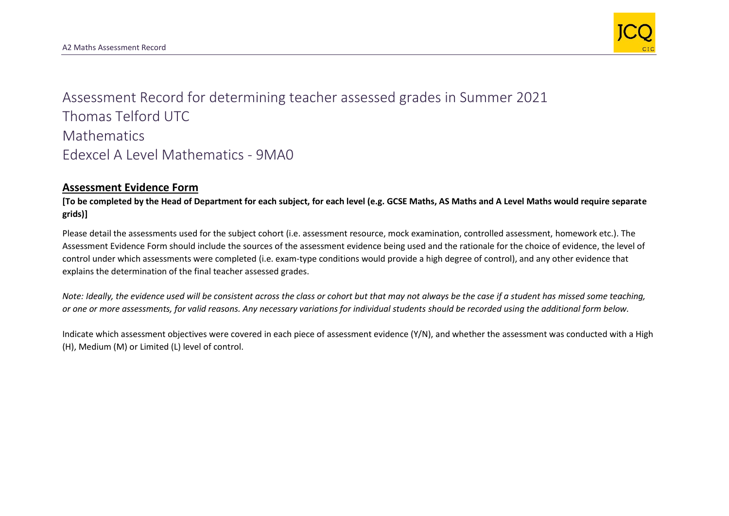# Assessment Record for determining teacher assessed grades in Summer 2021

# Thomas Telford UTC

# Mathematics

# Edexcel A Level Mathematics - 9MA0

## Assessment Evidence Form

**[To be completed by the Head of Department for each subject, for each level (e.g. GCSE Maths, AS Maths and A Level Maths would require separate grids)]**

Please detail the assessments used for the subject cohort (i.e. assessment resource, mock examination, controlled assessment, homework etc.). The Assessment Evidence Form should include the sources of the assessment evidence being used and the rationale for the choice of evidence, the level of control under which assessments were completed (i.e. exam-type conditions would provide a high degree of control), and any other evidence that explains the determination of the final teacher assessed grades.

*Note: Ideally, the evidence used will be consistent across the class or cohort but that may not always be the case if a student has missed some teaching, or one or more assessments, for valid reasons. Any necessary variations for individual students should be recorded using the additional form below.*

Indicate which assessment objectives were covered in each piece of assessment evidence (Y/N), and whether the assessment was conducted with a High (H), Medium (M) or Limited (L) level of control.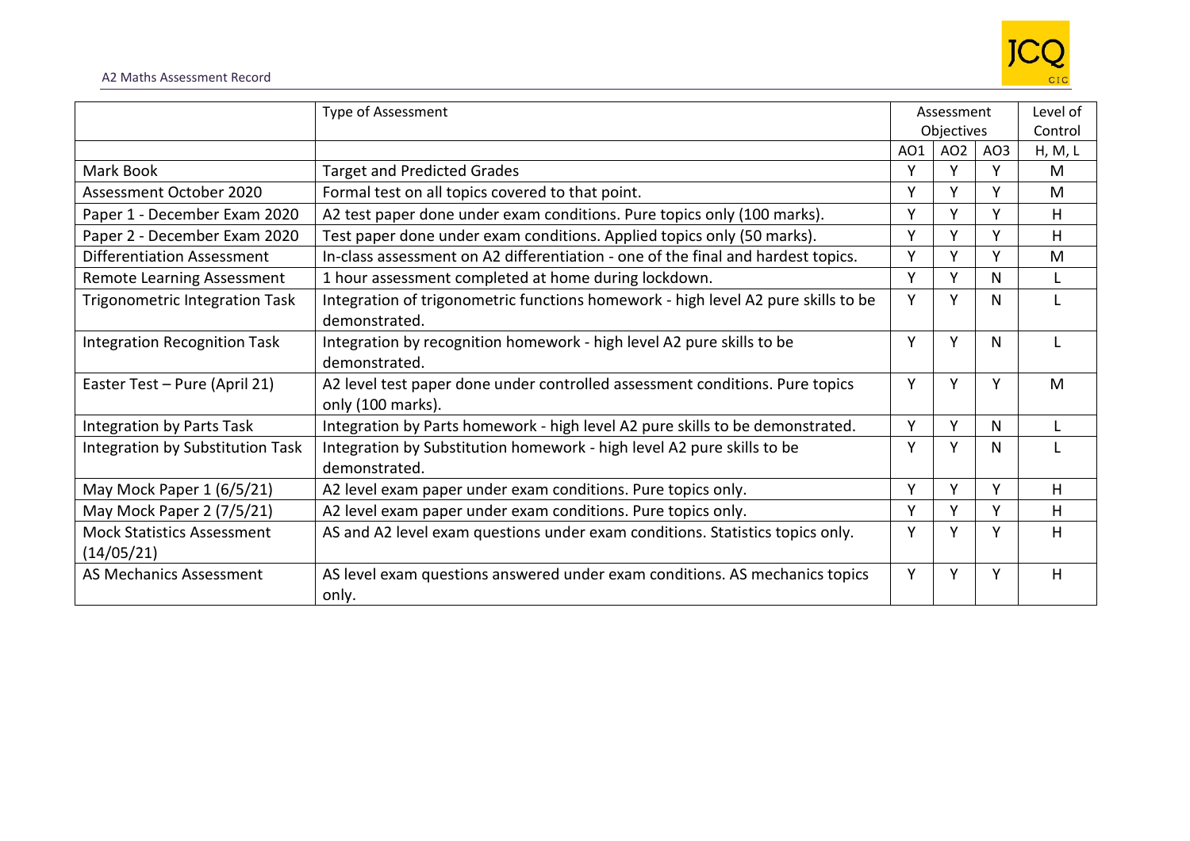| | Type of Assessment | Assessment Objectives | | | Level of Control |
|---|---|---|---|---|---|
| | | AO1 | AO2 | AO3 | H, M, L |
| Mark Book | Target and Predicted Grades | Y | Y | Y | M |
| Assessment October 2020 | Formal test on all topics covered to that point. | Y | Y | Y | M |
| Paper 1 - December Exam 2020 | A2 test paper done under exam conditions. Pure topics only (100 marks). | Y | Y | Y | H |
| Paper 2 - December Exam 2020 | Test paper done under exam conditions. Applied topics only (50 marks). | Y | Y | Y | H |
| Differentiation Assessment | In-class assessment on A2 differentiation - one of the final and hardest topics. | Y | Y | Y | M |
| Remote Learning Assessment | 1 hour assessment completed at home during lockdown. | Y | Y | N | L |
| Trigonometric Integration Task | Integration of trigonometric functions homework - high level A2 pure skills to be demonstrated. | Y | Y | N | L |
| Integration Recognition Task | Integration by recognition homework - high level A2 pure skills to be demonstrated. | Y | Y | N | L |
| Easter Test – Pure (April 21) | A2 level test paper done under controlled assessment conditions. Pure topics only (100 marks). | Y | Y | Y | M |
| Integration by Parts Task | Integration by Parts homework - high level A2 pure skills to be demonstrated. | Y | Y | N | L |
| Integration by Substitution Task | Integration by Substitution homework - high level A2 pure skills to be demonstrated. | Y | Y | N | L |
| May Mock Paper 1 (6/5/21) | A2 level exam paper under exam conditions. Pure topics only. | Y | Y | Y | H |
| May Mock Paper 2 (7/5/21) | A2 level exam paper under exam conditions. Pure topics only. | Y | Y | Y | H |
| Mock Statistics Assessment (14/05/21) | AS and A2 level exam questions under exam conditions. Statistics topics only. | Y | Y | Y | H |
| AS Mechanics Assessment | AS level exam questions answered under exam conditions. AS mechanics topics only. | Y | Y | Y | H |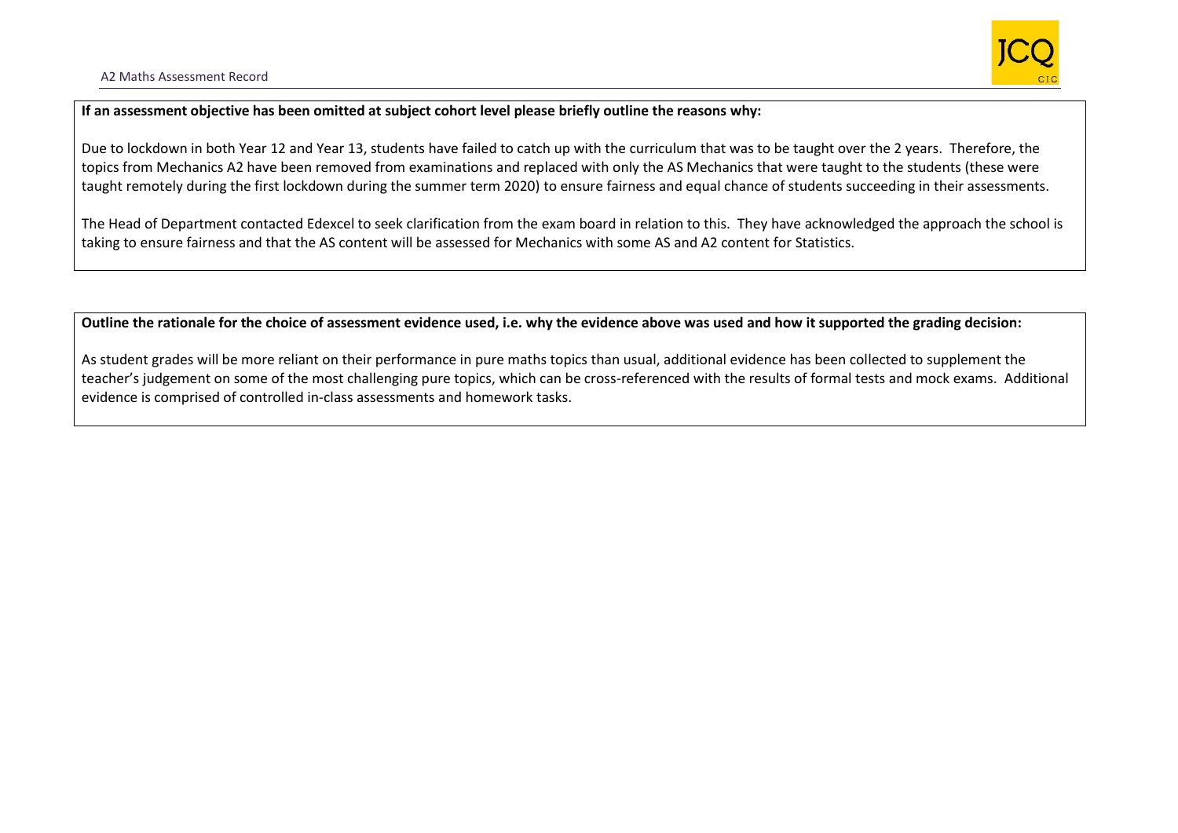**If an assessment objective has been omitted at subject cohort level please briefly outline the reasons why:**

Due to lockdown in both Year 12 and Year 13, students have failed to catch up with the curriculum that was to be taught over the 2 years. Therefore, the topics from Mechanics A2 have been removed from examinations and replaced with only the AS Mechanics that were taught to the students (these were taught remotely during the first lockdown during the summer term 2020) to ensure fairness and equal chance of students succeeding in their assessments.

The Head of Department contacted Edexcel to seek clarification from the exam board in relation to this. They have acknowledged the approach the school is taking to ensure fairness and that the AS content will be assessed for Mechanics with some AS and A2 content for Statistics.

**Outline the rationale for the choice of assessment evidence used, i.e. why the evidence above was used and how it supported the grading decision:**

As student grades will be more reliant on their performance in pure maths topics than usual, additional evidence has been collected to supplement the teacher's judgement on some of the most challenging pure topics, which can be cross-referenced with the results of formal tests and mock exams. Additional evidence is comprised of controlled in-class assessments and homework tasks.